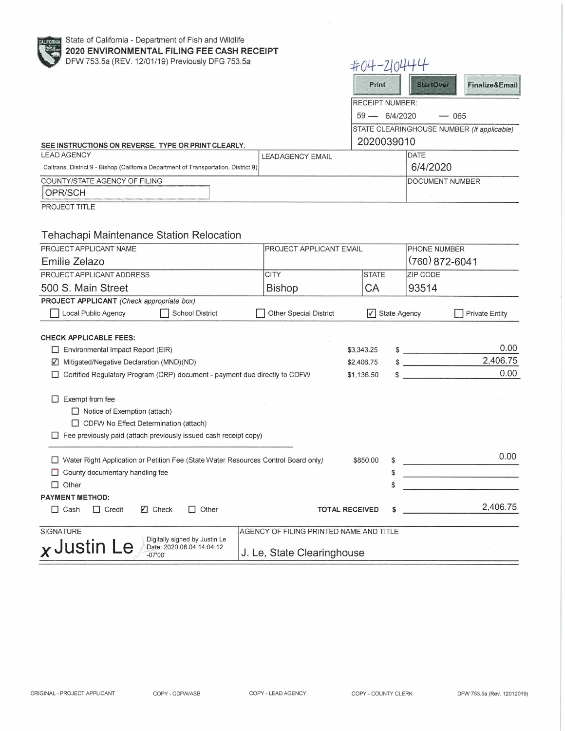State of California - Department of Fish and Wildlife

**2020 ENVIRONMENTAL FILING FEE CASH RECEIPT**

DFW 753.5a (REV. 12/01/19) Previously DFG 753.5a

#04-210444

Print | StartOver | Finalize&Email

RECEIPT NUMBER:
59 — 6/4/2020 — 065

STATE CLEARINGHOUSE NUMBER *(If applicable)*
2020039010

**SEE INSTRUCTIONS ON REVERSE. TYPE OR PRINT CLEARLY.**

| LEAD AGENCY | LEAD AGENCY EMAIL | DATE |
|---|---|---|
| Caltrans, District 9 - Bishop (California Department of Transportation, District 9) | | 6/4/2020 |

| COUNTY/STATE AGENCY OF FILING | DOCUMENT NUMBER |
|---|---|
| OPR/SCH | |

PROJECT TITLE

Tehachapi Maintenance Station Relocation

| PROJECT APPLICANT NAME | PROJECT APPLICANT EMAIL | | PHONE NUMBER |
|---|---|---|---|
| Emilie Zelazo | | | (760) 872-6041 |
| **PROJECT APPLICANT ADDRESS** | **CITY** | **STATE** | **ZIP CODE** |
| 500 S. Main Street | Bishop | CA | 93514 |

**PROJECT APPLICANT** *(Check appropriate box)*

☐ Local Public Agency ☐ School District ☐ Other Special District ☑ State Agency ☐ Private Entity

**CHECK APPLICABLE FEES:**

| Fee | Amount | Paid |
|---|---|---|
| ☐ Environmental Impact Report (EIR) | $3,343.25 | $ 0.00 |
| ☑ Mitigated/Negative Declaration (MND)(ND) | $2,406.75 | $ 2,406.75 |
| ☐ Certified Regulatory Program (CRP) document - payment due directly to CDFW | $1,136.50 | $ 0.00 |

☐ Exempt from fee
- ☐ Notice of Exemption (attach)
- ☐ CDFW No Effect Determination (attach)

☐ Fee previously paid (attach previously issued cash receipt copy)

| Fee | Amount | Paid |
|---|---|---|
| ☐ Water Right Application or Petition Fee (State Water Resources Control Board only) | $850.00 | $ 0.00 |
| ☐ County documentary handling fee | | $ |
| ☐ Other | | $ |

**PAYMENT METHOD:**

☐ Cash ☐ Credit ☑ Check ☐ Other

**TOTAL RECEIVED** $ 2,406.75

| SIGNATURE | AGENCY OF FILING PRINTED NAME AND TITLE |
|---|---|
| x Justin Le (Digitally signed by Justin Le Date: 2020.06.04 14:04:12 -07'00') | J. Le, State Clearinghouse |

ORIGINAL - PROJECT APPLICANT COPY - CDFW/ASB COPY - LEAD AGENCY COPY - COUNTY CLERK DFW 753.5a (Rev. 12012019)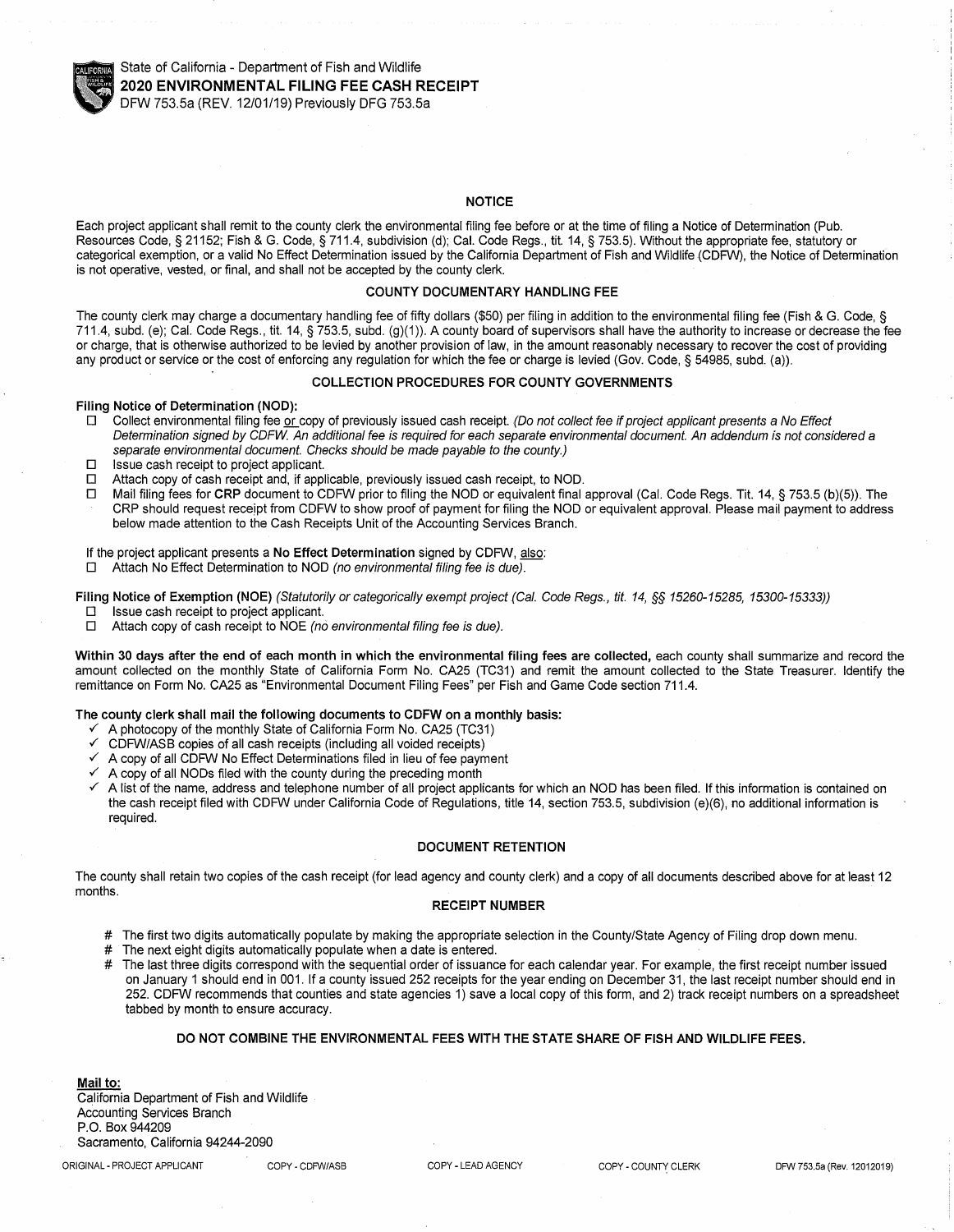State of California - Department of Fish and Wildlife
**2020 ENVIRONMENTAL FILING FEE CASH RECEIPT**
DFW 753.5a (REV. 12/01/19) Previously DFG 753.5a

## NOTICE

Each project applicant shall remit to the county clerk the environmental filing fee before or at the time of filing a Notice of Determination (Pub. Resources Code, § 21152; Fish & G. Code, § 711.4, subdivision (d); Cal. Code Regs., tit. 14, § 753.5). Without the appropriate fee, statutory or categorical exemption, or a valid No Effect Determination issued by the California Department of Fish and Wildlife (CDFW), the Notice of Determination is not operative, vested, or final, and shall not be accepted by the county clerk.

## COUNTY DOCUMENTARY HANDLING FEE

The county clerk may charge a documentary handling fee of fifty dollars ($50) per filing in addition to the environmental filing fee (Fish & G. Code, § 711.4, subd. (e); Cal. Code Regs., tit. 14, § 753.5, subd. (g)(1)). A county board of supervisors shall have the authority to increase or decrease the fee or charge, that is otherwise authorized to be levied by another provision of law, in the amount reasonably necessary to recover the cost of providing any product or service or the cost of enforcing any regulation for which the fee or charge is levied (Gov. Code, § 54985, subd. (a)).

## COLLECTION PROCEDURES FOR COUNTY GOVERNMENTS

**Filing Notice of Determination (NOD):**

- ☐ Collect environmental filing fee or copy of previously issued cash receipt. *(Do not collect fee if project applicant presents a No Effect Determination signed by CDFW. An additional fee is required for each separate environmental document. An addendum is not considered a separate environmental document. Checks should be made payable to the county.)*
- ☐ Issue cash receipt to project applicant.
- ☐ Attach copy of cash receipt and, if applicable, previously issued cash receipt, to NOD.
- ☐ Mail filing fees for **CRP** document to CDFW prior to filing the NOD or equivalent final approval (Cal. Code Regs. Tit. 14, § 753.5 (b)(5)). The CRP should request receipt from CDFW to show proof of payment for filing the NOD or equivalent approval. Please mail payment to address below made attention to the Cash Receipts Unit of the Accounting Services Branch.

If the project applicant presents a **No Effect Determination** signed by CDFW, also:

- ☐ Attach No Effect Determination to NOD *(no environmental filing fee is due).*

**Filing Notice of Exemption (NOE)** *(Statutorily or categorically exempt project (Cal. Code Regs., tit. 14, §§ 15260-15285, 15300-15333))*

- ☐ Issue cash receipt to project applicant.
- ☐ Attach copy of cash receipt to NOE *(no environmental filing fee is due).*

**Within 30 days after the end of each month in which the environmental filing fees are collected,** each county shall summarize and record the amount collected on the monthly State of California Form No. CA25 (TC31) and remit the amount collected to the State Treasurer. Identify the remittance on Form No. CA25 as "Environmental Document Filing Fees" per Fish and Game Code section 711.4.

**The county clerk shall mail the following documents to CDFW on a monthly basis:**

- ✓ A photocopy of the monthly State of California Form No. CA25 (TC31)
- ✓ CDFW/ASB copies of all cash receipts (including all voided receipts)
- ✓ A copy of all CDFW No Effect Determinations filed in lieu of fee payment
- ✓ A copy of all NODs filed with the county during the preceding month
- ✓ A list of the name, address and telephone number of all project applicants for which an NOD has been filed. If this information is contained on the cash receipt filed with CDFW under California Code of Regulations, title 14, section 753.5, subdivision (e)(6), no additional information is required.

## DOCUMENT RETENTION

The county shall retain two copies of the cash receipt (for lead agency and county clerk) and a copy of all documents described above for at least 12 months.

## RECEIPT NUMBER

- # The first two digits automatically populate by making the appropriate selection in the County/State Agency of Filing drop down menu.
- # The next eight digits automatically populate when a date is entered.
- # The last three digits correspond with the sequential order of issuance for each calendar year. For example, the first receipt number issued on January 1 should end in 001. If a county issued 252 receipts for the year ending on December 31, the last receipt number should end in 252. CDFW recommends that counties and state agencies 1) save a local copy of this form, and 2) track receipt numbers on a spreadsheet tabbed by month to ensure accuracy.

**DO NOT COMBINE THE ENVIRONMENTAL FEES WITH THE STATE SHARE OF FISH AND WILDLIFE FEES.**

**Mail to:**
California Department of Fish and Wildlife
Accounting Services Branch
P.O. Box 944209
Sacramento, California 94244-2090

ORIGINAL - PROJECT APPLICANT | COPY - CDFW/ASB | COPY - LEAD AGENCY | COPY - COUNTY CLERK | DFW 753.5a (Rev. 12012019)